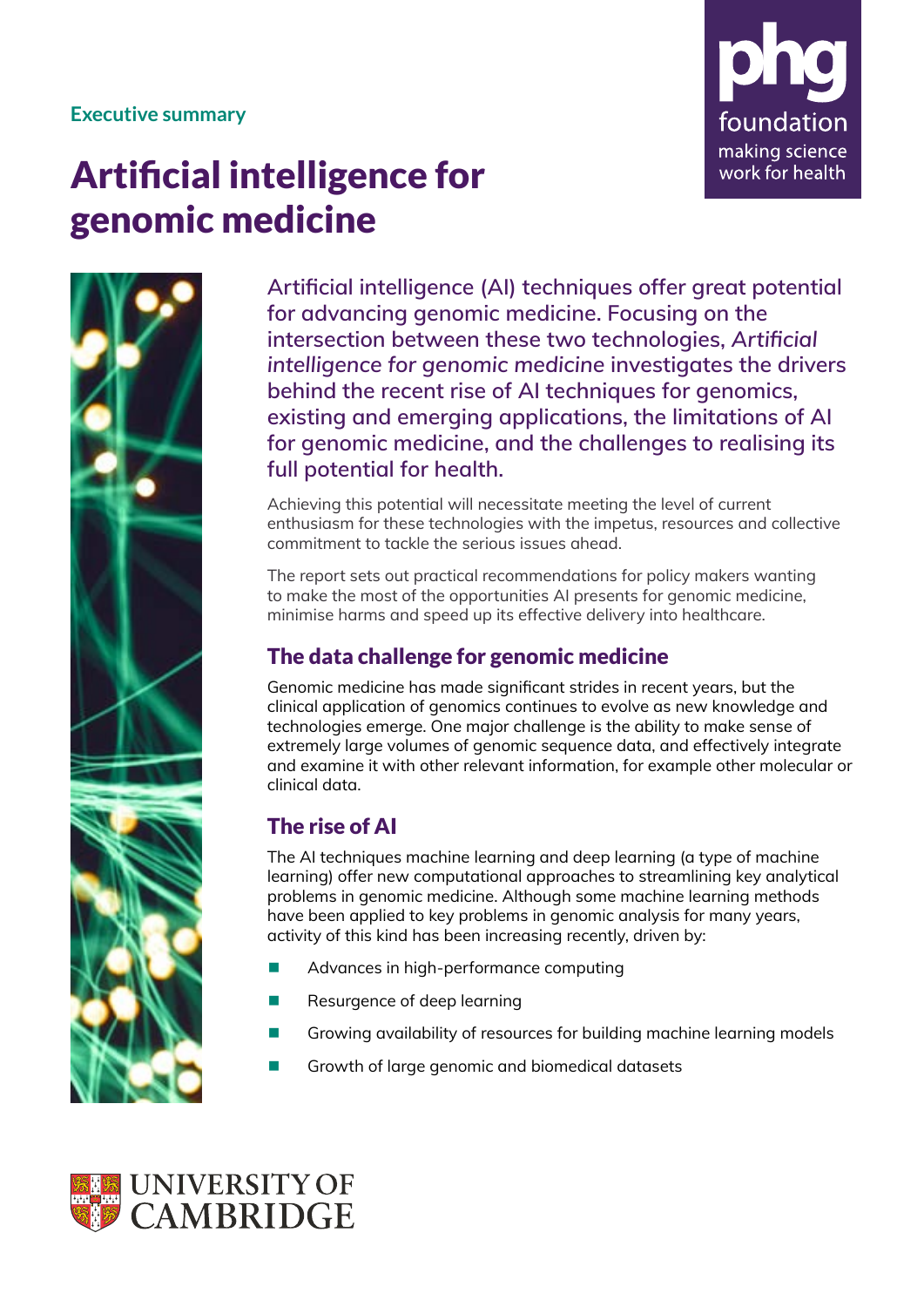Executive summary

# Artificial intelligence for genomic medicine

phg foundation
making science work for health

**Artificial intelligence (AI) techniques offer great potential for advancing genomic medicine. Focusing on the intersection between these two technologies, *Artificial intelligence for genomic medicine* investigates the drivers behind the recent rise of AI techniques for genomics, existing and emerging applications, the limitations of AI for genomic medicine, and the challenges to realising its full potential for health.**

Achieving this potential will necessitate meeting the level of current enthusiasm for these technologies with the impetus, resources and collective commitment to tackle the serious issues ahead.

The report sets out practical recommendations for policy makers wanting to make the most of the opportunities AI presents for genomic medicine, minimise harms and speed up its effective delivery into healthcare.

## The data challenge for genomic medicine

Genomic medicine has made significant strides in recent years, but the clinical application of genomics continues to evolve as new knowledge and technologies emerge. One major challenge is the ability to make sense of extremely large volumes of genomic sequence data, and effectively integrate and examine it with other relevant information, for example other molecular or clinical data.

## The rise of AI

The AI techniques machine learning and deep learning (a type of machine learning) offer new computational approaches to streamlining key analytical problems in genomic medicine. Although some machine learning methods have been applied to key problems in genomic analysis for many years, activity of this kind has been increasing recently, driven by:

- Advances in high-performance computing
- Resurgence of deep learning
- Growing availability of resources for building machine learning models
- Growth of large genomic and biomedical datasets

UNIVERSITY OF CAMBRIDGE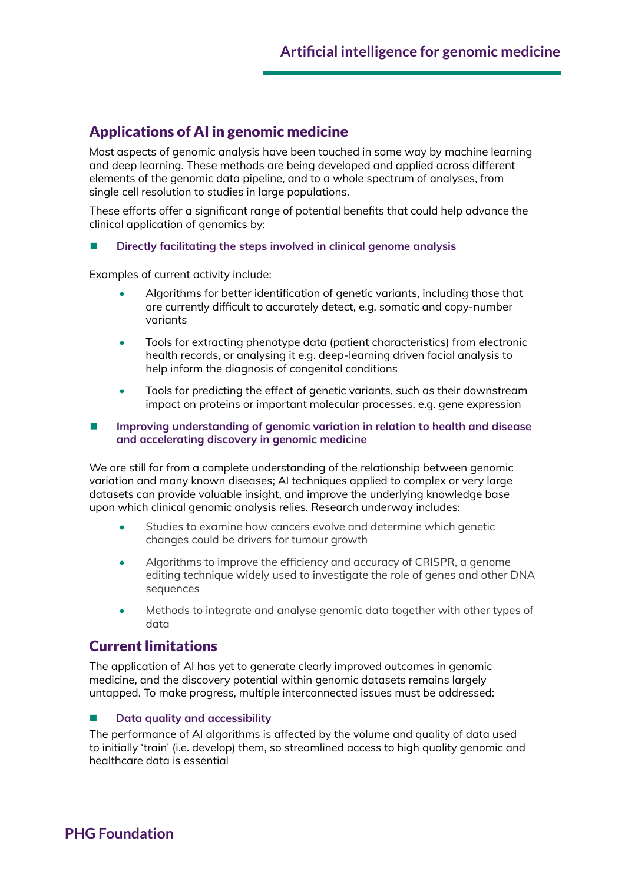## Applications of AI in genomic medicine

Most aspects of genomic analysis have been touched in some way by machine learning and deep learning. These methods are being developed and applied across different elements of the genomic data pipeline, and to a whole spectrum of analyses, from single cell resolution to studies in large populations.

These efforts offer a significant range of potential benefits that could help advance the clinical application of genomics by:

- **Directly facilitating the steps involved in clinical genome analysis**

Examples of current activity include:

- Algorithms for better identification of genetic variants, including those that are currently difficult to accurately detect, e.g. somatic and copy-number variants
- Tools for extracting phenotype data (patient characteristics) from electronic health records, or analysing it e.g. deep-learning driven facial analysis to help inform the diagnosis of congenital conditions
- Tools for predicting the effect of genetic variants, such as their downstream impact on proteins or important molecular processes, e.g. gene expression

- **Improving understanding of genomic variation in relation to health and disease and accelerating discovery in genomic medicine**

We are still far from a complete understanding of the relationship between genomic variation and many known diseases; AI techniques applied to complex or very large datasets can provide valuable insight, and improve the underlying knowledge base upon which clinical genomic analysis relies. Research underway includes:

- Studies to examine how cancers evolve and determine which genetic changes could be drivers for tumour growth
- Algorithms to improve the efficiency and accuracy of CRISPR, a genome editing technique widely used to investigate the role of genes and other DNA sequences
- Methods to integrate and analyse genomic data together with other types of data

## Current limitations

The application of AI has yet to generate clearly improved outcomes in genomic medicine, and the discovery potential within genomic datasets remains largely untapped. To make progress, multiple interconnected issues must be addressed:

- **Data quality and accessibility**

The performance of AI algorithms is affected by the volume and quality of data used to initially 'train' (i.e. develop) them, so streamlined access to high quality genomic and healthcare data is essential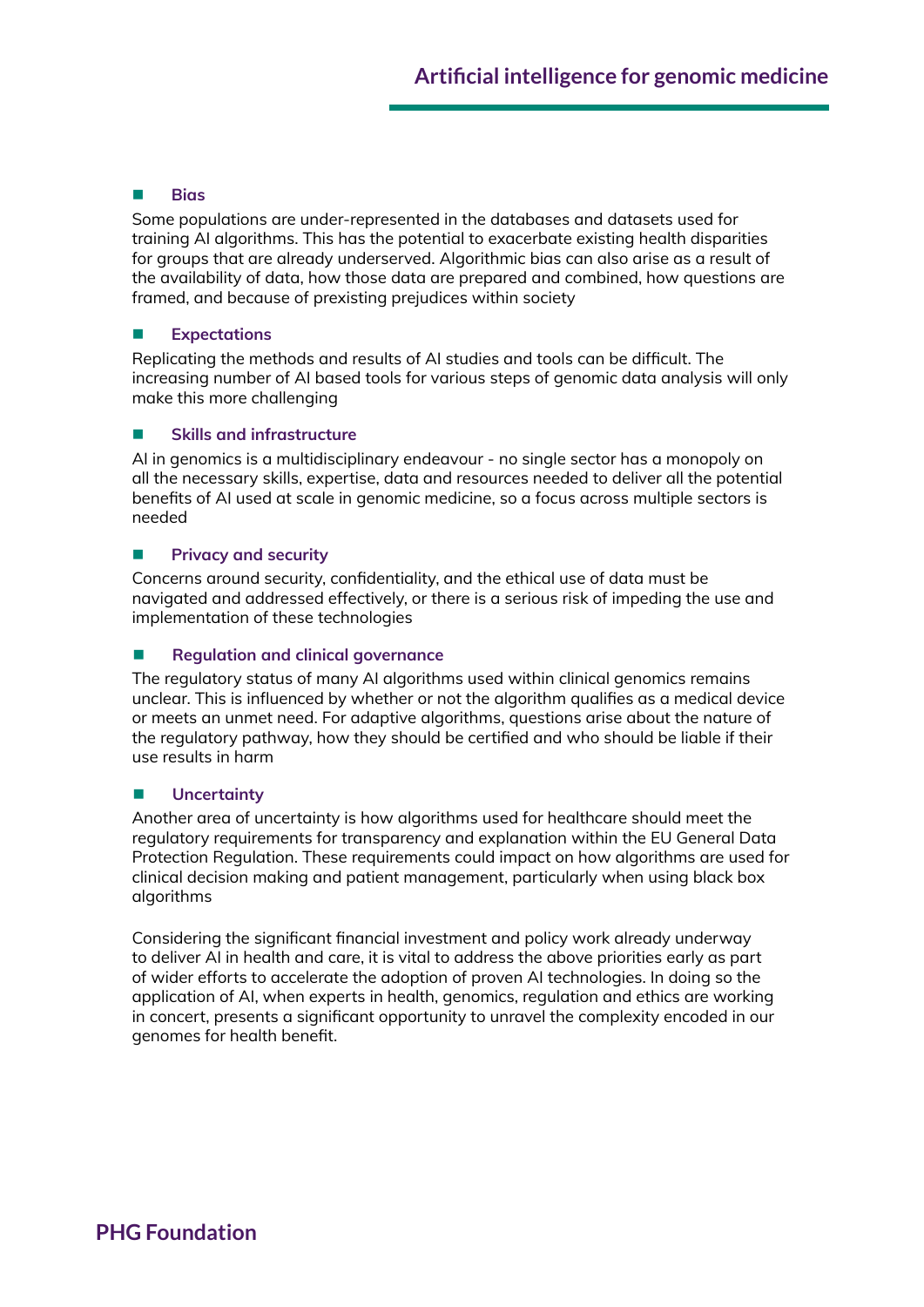- **Bias**

  Some populations are under-represented in the databases and datasets used for training AI algorithms. This has the potential to exacerbate existing health disparities for groups that are already underserved. Algorithmic bias can also arise as a result of the availability of data, how those data are prepared and combined, how questions are framed, and because of prexisting prejudices within society

- **Expectations**

  Replicating the methods and results of AI studies and tools can be difficult. The increasing number of AI based tools for various steps of genomic data analysis will only make this more challenging

- **Skills and infrastructure**

  AI in genomics is a multidisciplinary endeavour - no single sector has a monopoly on all the necessary skills, expertise, data and resources needed to deliver all the potential benefits of AI used at scale in genomic medicine, so a focus across multiple sectors is needed

- **Privacy and security**

  Concerns around security, confidentiality, and the ethical use of data must be navigated and addressed effectively, or there is a serious risk of impeding the use and implementation of these technologies

- **Regulation and clinical governance**

  The regulatory status of many AI algorithms used within clinical genomics remains unclear. This is influenced by whether or not the algorithm qualifies as a medical device or meets an unmet need. For adaptive algorithms, questions arise about the nature of the regulatory pathway, how they should be certified and who should be liable if their use results in harm

- **Uncertainty**

  Another area of uncertainty is how algorithms used for healthcare should meet the regulatory requirements for transparency and explanation within the EU General Data Protection Regulation. These requirements could impact on how algorithms are used for clinical decision making and patient management, particularly when using black box algorithms

Considering the significant financial investment and policy work already underway to deliver AI in health and care, it is vital to address the above priorities early as part of wider efforts to accelerate the adoption of proven AI technologies. In doing so the application of AI, when experts in health, genomics, regulation and ethics are working in concert, presents a significant opportunity to unravel the complexity encoded in our genomes for health benefit.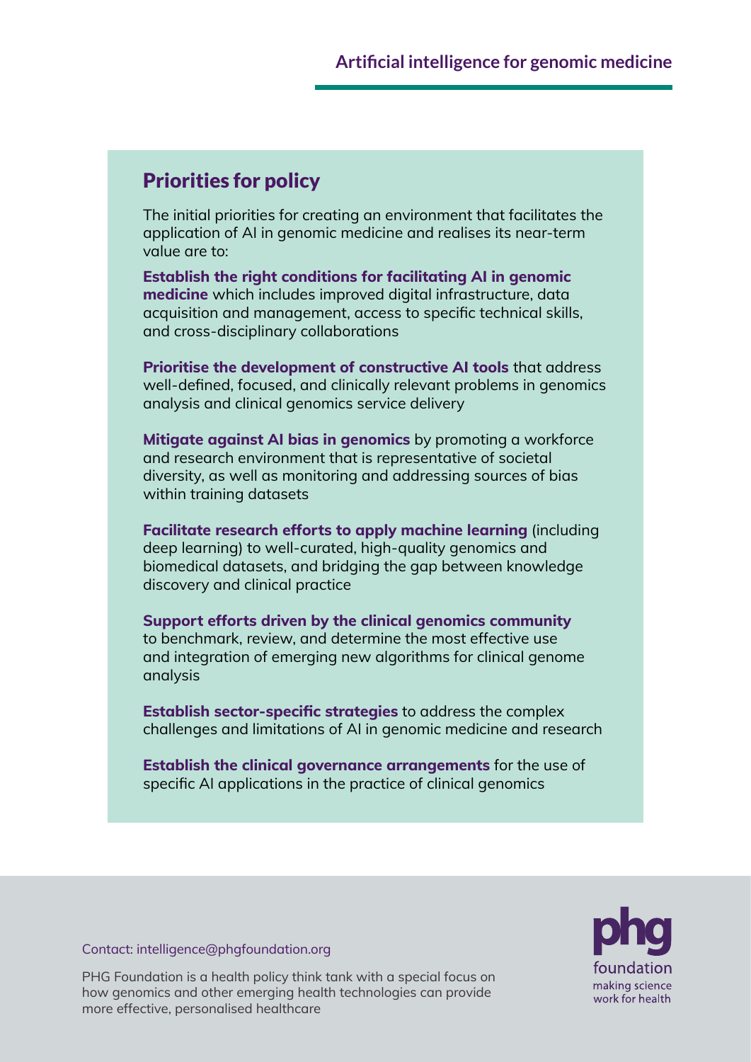## Priorities for policy

The initial priorities for creating an environment that facilitates the application of AI in genomic medicine and realises its near-term value are to:

**Establish the right conditions for facilitating AI in genomic medicine** which includes improved digital infrastructure, data acquisition and management, access to specific technical skills, and cross-disciplinary collaborations

**Prioritise the development of constructive AI tools** that address well-defined, focused, and clinically relevant problems in genomics analysis and clinical genomics service delivery

**Mitigate against AI bias in genomics** by promoting a workforce and research environment that is representative of societal diversity, as well as monitoring and addressing sources of bias within training datasets

**Facilitate research efforts to apply machine learning** (including deep learning) to well-curated, high-quality genomics and biomedical datasets, and bridging the gap between knowledge discovery and clinical practice

**Support efforts driven by the clinical genomics community** to benchmark, review, and determine the most effective use and integration of emerging new algorithms for clinical genome analysis

**Establish sector-specific strategies** to address the complex challenges and limitations of AI in genomic medicine and research

**Establish the clinical governance arrangements** for the use of specific AI applications in the practice of clinical genomics

Contact: intelligence@phgfoundation.org

PHG Foundation is a health policy think tank with a special focus on how genomics and other emerging health technologies can provide more effective, personalised healthcare

phg foundation
making science work for health